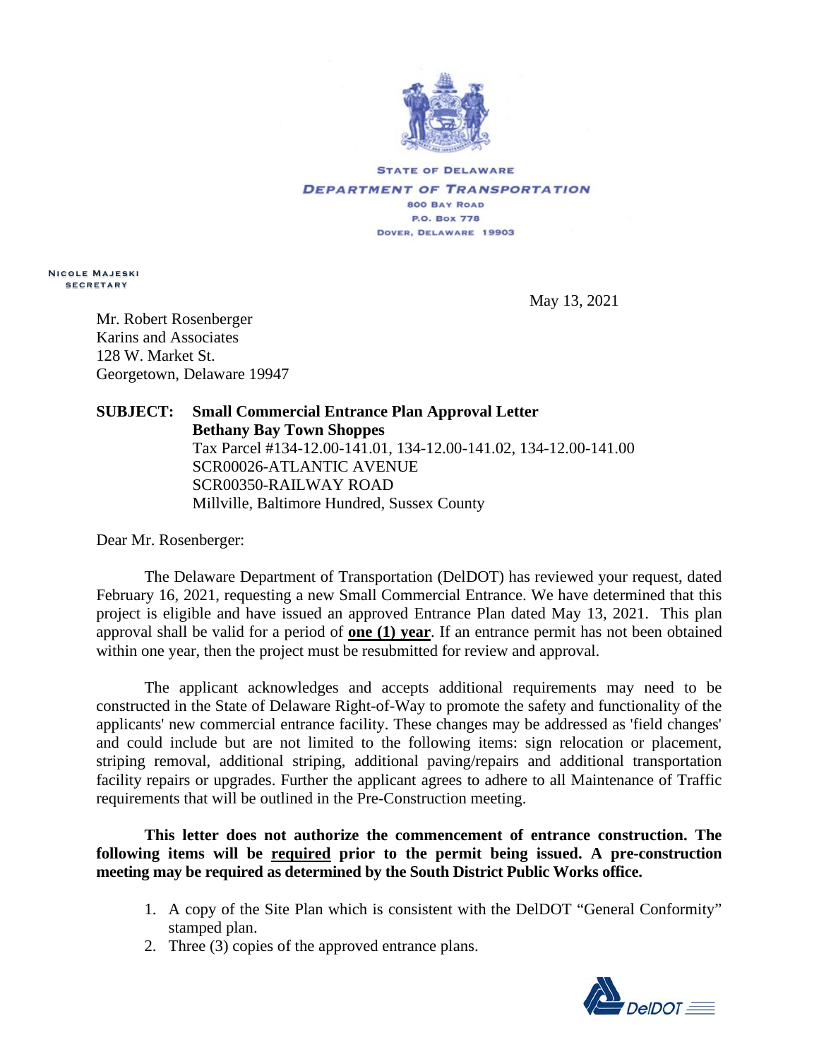STATE OF DELAWARE
DEPARTMENT OF TRANSPORTATION
800 BAY ROAD
P.O. BOX 778
DOVER, DELAWARE 19903

NICOLE MAJESKI
SECRETARY

May 13, 2021

Mr. Robert Rosenberger
Karins and Associates
128 W. Market St.
Georgetown, Delaware 19947

**SUBJECT: Small Commercial Entrance Plan Approval Letter**
**Bethany Bay Town Shoppes**
Tax Parcel #134-12.00-141.01, 134-12.00-141.02, 134-12.00-141.00
SCR00026-ATLANTIC AVENUE
SCR00350-RAILWAY ROAD
Millville, Baltimore Hundred, Sussex County

Dear Mr. Rosenberger:

The Delaware Department of Transportation (DelDOT) has reviewed your request, dated February 16, 2021, requesting a new Small Commercial Entrance. We have determined that this project is eligible and have issued an approved Entrance Plan dated May 13, 2021. This plan approval shall be valid for a period of **one (1) year**. If an entrance permit has not been obtained within one year, then the project must be resubmitted for review and approval.

The applicant acknowledges and accepts additional requirements may need to be constructed in the State of Delaware Right-of-Way to promote the safety and functionality of the applicants' new commercial entrance facility. These changes may be addressed as 'field changes' and could include but are not limited to the following items: sign relocation or placement, striping removal, additional striping, additional paving/repairs and additional transportation facility repairs or upgrades. Further the applicant agrees to adhere to all Maintenance of Traffic requirements that will be outlined in the Pre-Construction meeting.

**This letter does not authorize the commencement of entrance construction. The following items will be required prior to the permit being issued. A pre-construction meeting may be required as determined by the South District Public Works office.**

1. A copy of the Site Plan which is consistent with the DelDOT "General Conformity" stamped plan.
2. Three (3) copies of the approved entrance plans.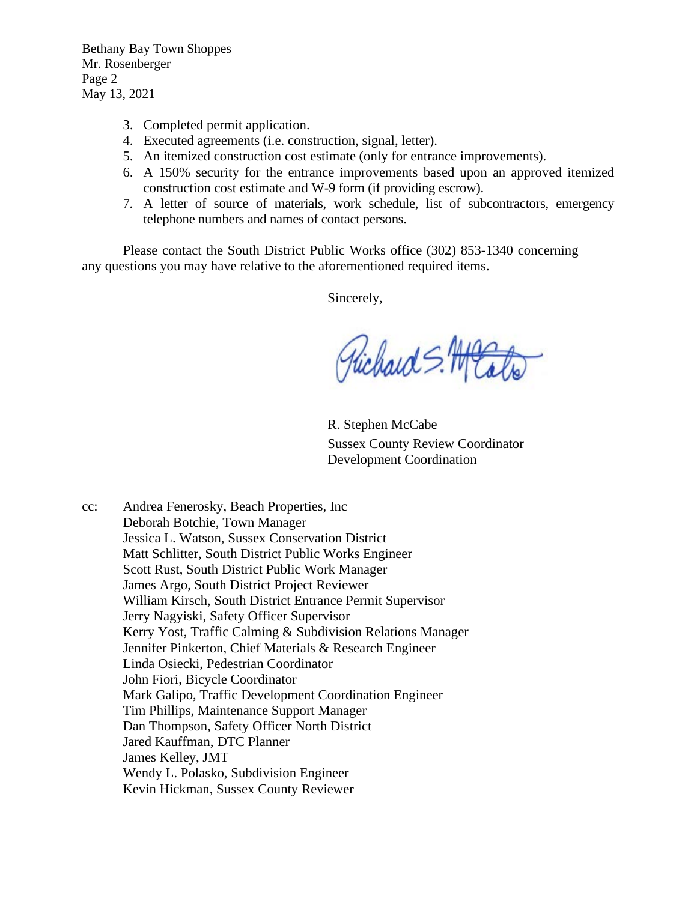Bethany Bay Town Shoppes
Mr. Rosenberger
Page 2
May 13, 2021

3. Completed permit application.
4. Executed agreements (i.e. construction, signal, letter).
5. An itemized construction cost estimate (only for entrance improvements).
6. A 150% security for the entrance improvements based upon an approved itemized construction cost estimate and W-9 form (if providing escrow).
7. A letter of source of materials, work schedule, list of subcontractors, emergency telephone numbers and names of contact persons.

Please contact the South District Public Works office (302) 853-1340 concerning any questions you may have relative to the aforementioned required items.

Sincerely,

R. Stephen McCabe
Sussex County Review Coordinator
Development Coordination

cc: Andrea Fenerosky, Beach Properties, Inc
Deborah Botchie, Town Manager
Jessica L. Watson, Sussex Conservation District
Matt Schlitter, South District Public Works Engineer
Scott Rust, South District Public Work Manager
James Argo, South District Project Reviewer
William Kirsch, South District Entrance Permit Supervisor
Jerry Nagyiski, Safety Officer Supervisor
Kerry Yost, Traffic Calming & Subdivision Relations Manager
Jennifer Pinkerton, Chief Materials & Research Engineer
Linda Osiecki, Pedestrian Coordinator
John Fiori, Bicycle Coordinator
Mark Galipo, Traffic Development Coordination Engineer
Tim Phillips, Maintenance Support Manager
Dan Thompson, Safety Officer North District
Jared Kauffman, DTC Planner
James Kelley, JMT
Wendy L. Polasko, Subdivision Engineer
Kevin Hickman, Sussex County Reviewer